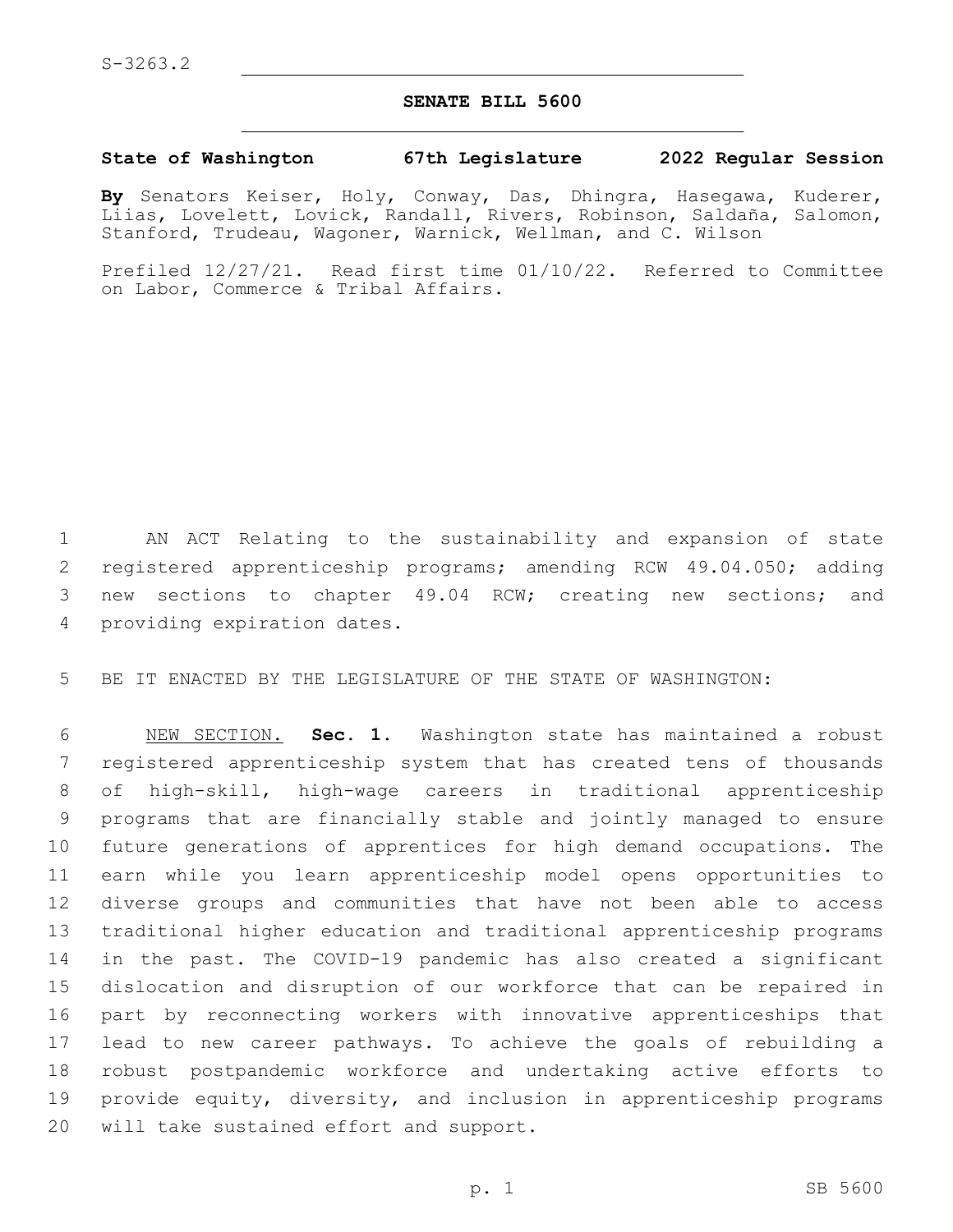S-3263.2

# SENATE BILL 5600

**State of Washington 67th Legislature 2022 Regular Session**

**By** Senators Keiser, Holy, Conway, Das, Dhingra, Hasegawa, Kuderer, Liias, Lovelett, Lovick, Randall, Rivers, Robinson, Saldaña, Salomon, Stanford, Trudeau, Wagoner, Warnick, Wellman, and C. Wilson

Prefiled 12/27/21. Read first time 01/10/22. Referred to Committee on Labor, Commerce & Tribal Affairs.

1 AN ACT Relating to the sustainability and expansion of state
2 registered apprenticeship programs; amending RCW 49.04.050; adding
3 new sections to chapter 49.04 RCW; creating new sections; and
4 providing expiration dates.

5 BE IT ENACTED BY THE LEGISLATURE OF THE STATE OF WASHINGTON:

6 NEW SECTION. **Sec. 1.** Washington state has maintained a robust
7 registered apprenticeship system that has created tens of thousands
8 of high-skill, high-wage careers in traditional apprenticeship
9 programs that are financially stable and jointly managed to ensure
10 future generations of apprentices for high demand occupations. The
11 earn while you learn apprenticeship model opens opportunities to
12 diverse groups and communities that have not been able to access
13 traditional higher education and traditional apprenticeship programs
14 in the past. The COVID-19 pandemic has also created a significant
15 dislocation and disruption of our workforce that can be repaired in
16 part by reconnecting workers with innovative apprenticeships that
17 lead to new career pathways. To achieve the goals of rebuilding a
18 robust postpandemic workforce and undertaking active efforts to
19 provide equity, diversity, and inclusion in apprenticeship programs
20 will take sustained effort and support.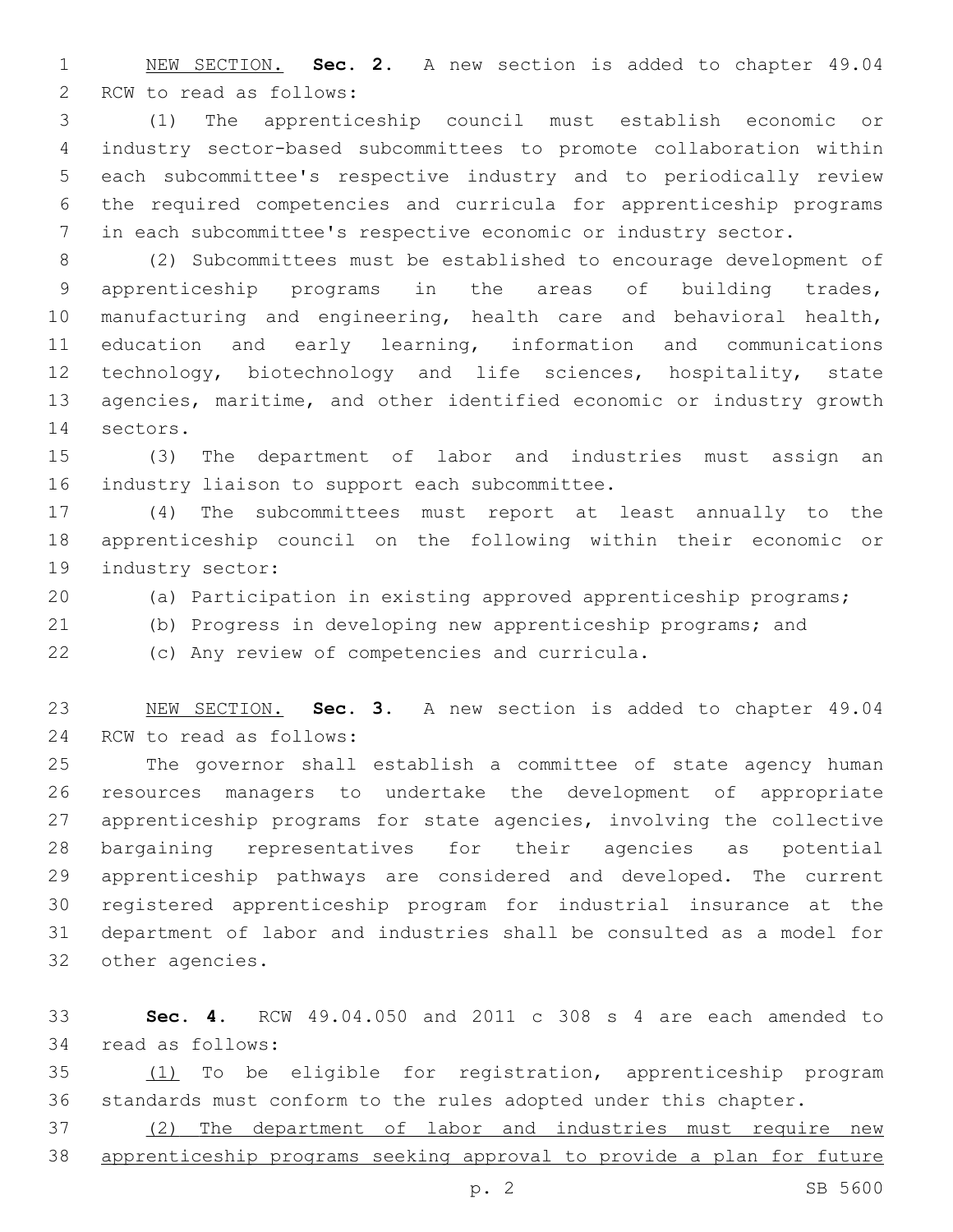NEW SECTION. **Sec. 2.** A new section is added to chapter 49.04 RCW to read as follows:

(1) The apprenticeship council must establish economic or industry sector-based subcommittees to promote collaboration within each subcommittee's respective industry and to periodically review the required competencies and curricula for apprenticeship programs in each subcommittee's respective economic or industry sector.

(2) Subcommittees must be established to encourage development of apprenticeship programs in the areas of building trades, manufacturing and engineering, health care and behavioral health, education and early learning, information and communications technology, biotechnology and life sciences, hospitality, state agencies, maritime, and other identified economic or industry growth sectors.

(3) The department of labor and industries must assign an industry liaison to support each subcommittee.

(4) The subcommittees must report at least annually to the apprenticeship council on the following within their economic or industry sector:

(a) Participation in existing approved apprenticeship programs;

(b) Progress in developing new apprenticeship programs; and

(c) Any review of competencies and curricula.

NEW SECTION. **Sec. 3.** A new section is added to chapter 49.04 RCW to read as follows:

The governor shall establish a committee of state agency human resources managers to undertake the development of appropriate apprenticeship programs for state agencies, involving the collective bargaining representatives for their agencies as potential apprenticeship pathways are considered and developed. The current registered apprenticeship program for industrial insurance at the department of labor and industries shall be consulted as a model for other agencies.

**Sec. 4.** RCW 49.04.050 and 2011 c 308 s 4 are each amended to read as follows:

(1) To be eligible for registration, apprenticeship program standards must conform to the rules adopted under this chapter.

(2) The department of labor and industries must require new apprenticeship programs seeking approval to provide a plan for future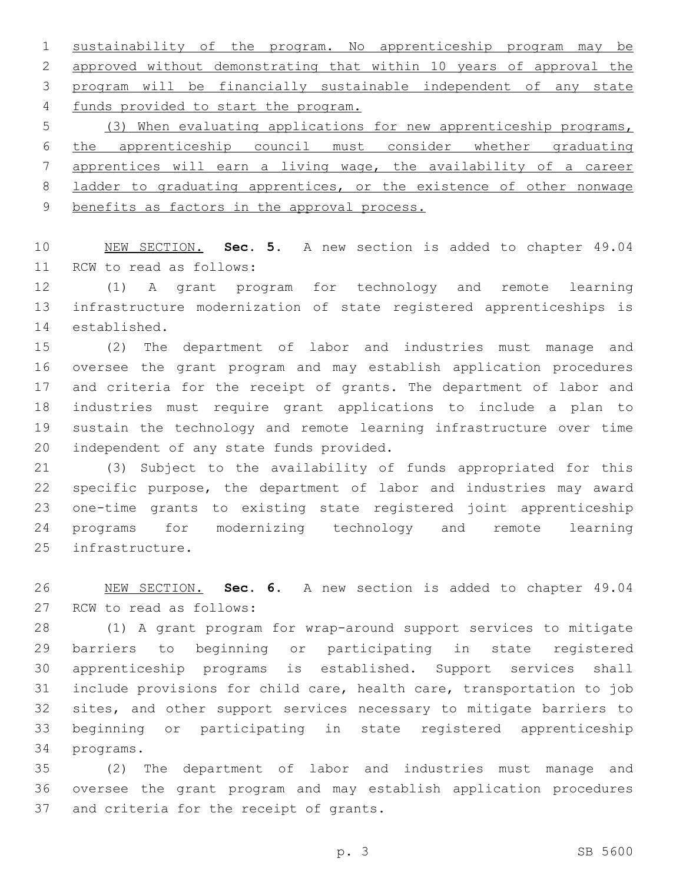sustainability of the program. No apprenticeship program may be approved without demonstrating that within 10 years of approval the program will be financially sustainable independent of any state funds provided to start the program.

(3) When evaluating applications for new apprenticeship programs, the apprenticeship council must consider whether graduating apprentices will earn a living wage, the availability of a career ladder to graduating apprentices, or the existence of other nonwage benefits as factors in the approval process.

NEW SECTION. **Sec. 5.** A new section is added to chapter 49.04 RCW to read as follows:

(1) A grant program for technology and remote learning infrastructure modernization of state registered apprenticeships is established.

(2) The department of labor and industries must manage and oversee the grant program and may establish application procedures and criteria for the receipt of grants. The department of labor and industries must require grant applications to include a plan to sustain the technology and remote learning infrastructure over time independent of any state funds provided.

(3) Subject to the availability of funds appropriated for this specific purpose, the department of labor and industries may award one-time grants to existing state registered joint apprenticeship programs for modernizing technology and remote learning infrastructure.

NEW SECTION. **Sec. 6.** A new section is added to chapter 49.04 RCW to read as follows:

(1) A grant program for wrap-around support services to mitigate barriers to beginning or participating in state registered apprenticeship programs is established. Support services shall include provisions for child care, health care, transportation to job sites, and other support services necessary to mitigate barriers to beginning or participating in state registered apprenticeship programs.

(2) The department of labor and industries must manage and oversee the grant program and may establish application procedures and criteria for the receipt of grants.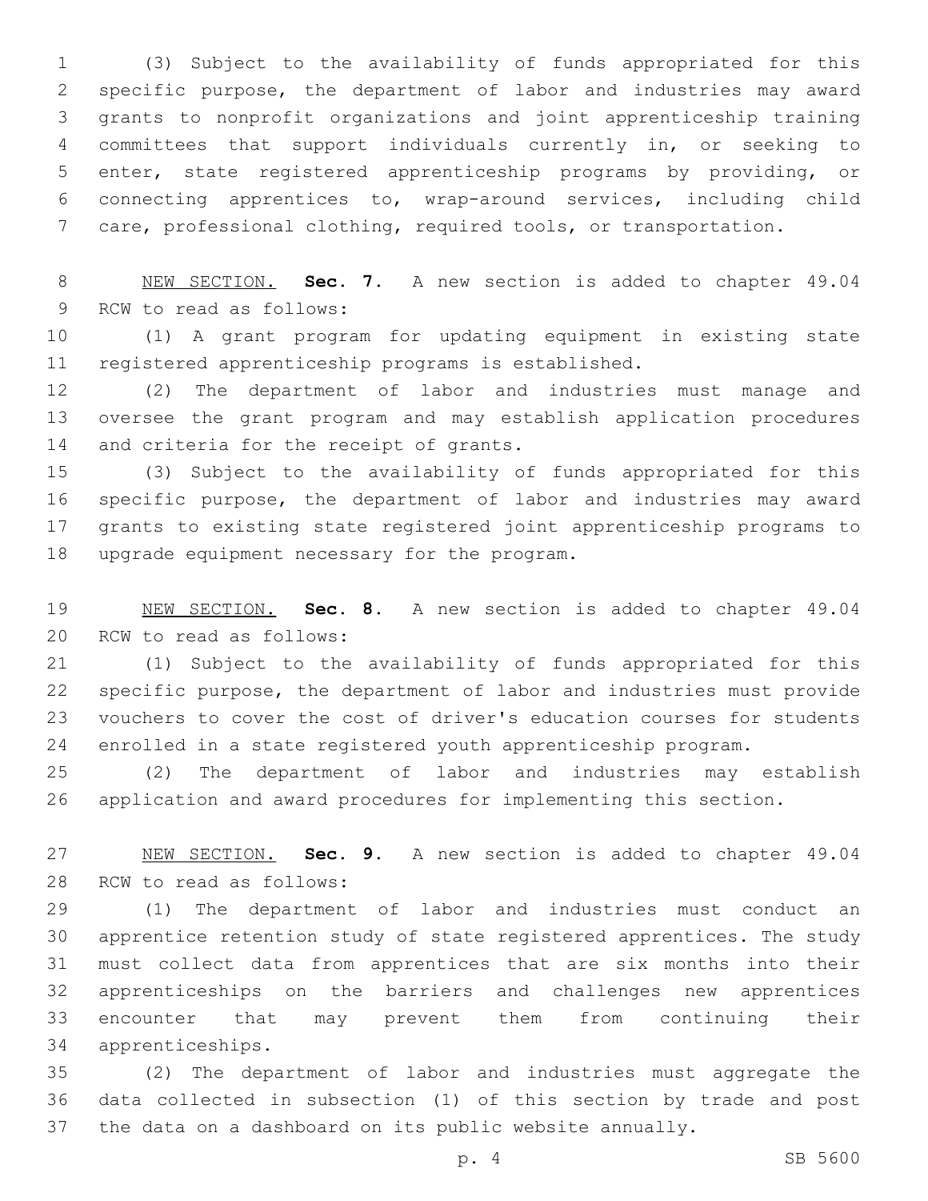(3) Subject to the availability of funds appropriated for this specific purpose, the department of labor and industries may award grants to nonprofit organizations and joint apprenticeship training committees that support individuals currently in, or seeking to enter, state registered apprenticeship programs by providing, or connecting apprentices to, wrap-around services, including child care, professional clothing, required tools, or transportation.

NEW SECTION. **Sec. 7.** A new section is added to chapter 49.04 RCW to read as follows:

(1) A grant program for updating equipment in existing state registered apprenticeship programs is established.

(2) The department of labor and industries must manage and oversee the grant program and may establish application procedures and criteria for the receipt of grants.

(3) Subject to the availability of funds appropriated for this specific purpose, the department of labor and industries may award grants to existing state registered joint apprenticeship programs to upgrade equipment necessary for the program.

NEW SECTION. **Sec. 8.** A new section is added to chapter 49.04 RCW to read as follows:

(1) Subject to the availability of funds appropriated for this specific purpose, the department of labor and industries must provide vouchers to cover the cost of driver's education courses for students enrolled in a state registered youth apprenticeship program.

(2) The department of labor and industries may establish application and award procedures for implementing this section.

NEW SECTION. **Sec. 9.** A new section is added to chapter 49.04 RCW to read as follows:

(1) The department of labor and industries must conduct an apprentice retention study of state registered apprentices. The study must collect data from apprentices that are six months into their apprenticeships on the barriers and challenges new apprentices encounter that may prevent them from continuing their apprenticeships.

(2) The department of labor and industries must aggregate the data collected in subsection (1) of this section by trade and post the data on a dashboard on its public website annually.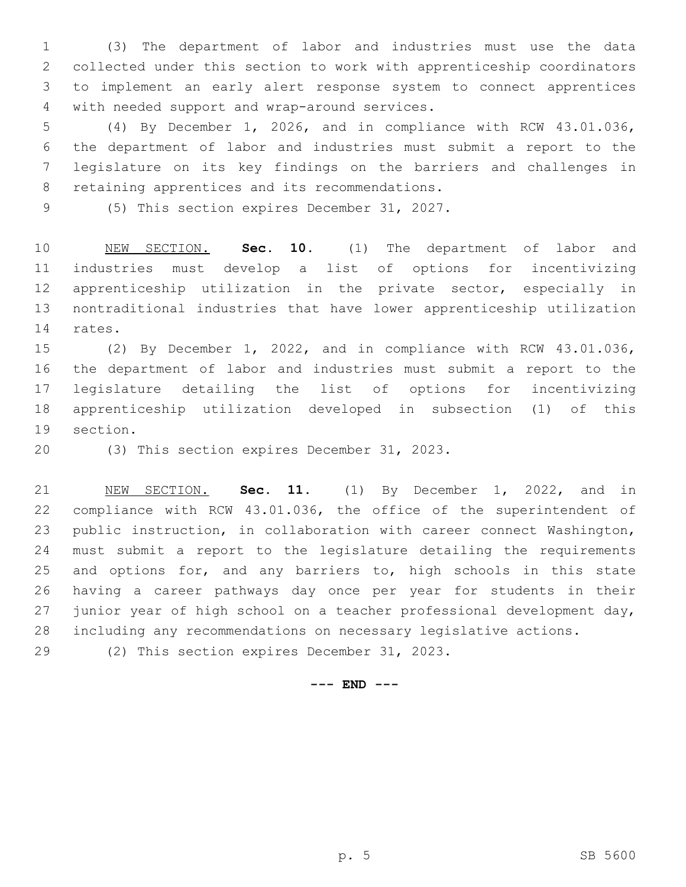(3) The department of labor and industries must use the data collected under this section to work with apprenticeship coordinators to implement an early alert response system to connect apprentices with needed support and wrap-around services.

(4) By December 1, 2026, and in compliance with RCW 43.01.036, the department of labor and industries must submit a report to the legislature on its key findings on the barriers and challenges in retaining apprentices and its recommendations.

(5) This section expires December 31, 2027.

NEW SECTION. **Sec. 10.** (1) The department of labor and industries must develop a list of options for incentivizing apprenticeship utilization in the private sector, especially in nontraditional industries that have lower apprenticeship utilization rates.

(2) By December 1, 2022, and in compliance with RCW 43.01.036, the department of labor and industries must submit a report to the legislature detailing the list of options for incentivizing apprenticeship utilization developed in subsection (1) of this section.

(3) This section expires December 31, 2023.

NEW SECTION. **Sec. 11.** (1) By December 1, 2022, and in compliance with RCW 43.01.036, the office of the superintendent of public instruction, in collaboration with career connect Washington, must submit a report to the legislature detailing the requirements and options for, and any barriers to, high schools in this state having a career pathways day once per year for students in their junior year of high school on a teacher professional development day, including any recommendations on necessary legislative actions.

(2) This section expires December 31, 2023.

**--- END ---**